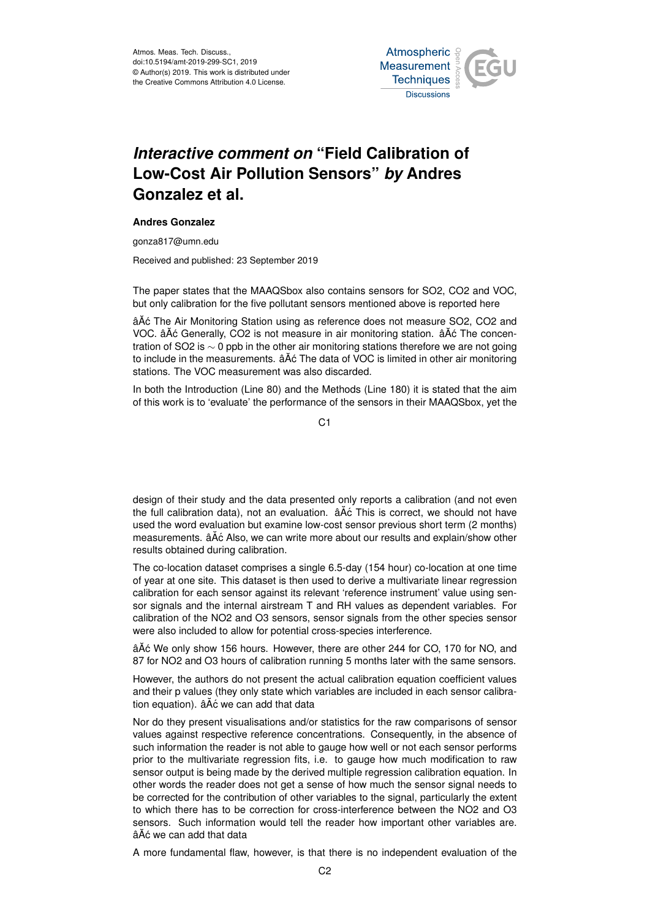# *Interactive comment on* "Field Calibration of Low-Cost Air Pollution Sensors" *by* Andres Gonzalez et al.

**Andres Gonzalez**

gonza817@umn.edu

Received and published: 23 September 2019

The paper states that the MAAQSbox also contains sensors for $SO_2$, $CO_2$ and VOC, but only calibration for the five pollutant sensors mentioned above is reported here

âĂć The Air Monitoring Station using as reference does not measure $SO_2$, $CO_2$ and VOC. âĂć Generally, $CO_2$ is not measure in air monitoring station. âĂć The concentration of $SO_2$ is $\sim 0$ ppb in the other air monitoring stations therefore we are not going to include in the measurements. âĂć The data of VOC is limited in other air monitoring stations. The VOC measurement was also discarded.

In both the Introduction (Line 80) and the Methods (Line 180) it is stated that the aim of this work is to 'evaluate' the performance of the sensors in their MAAQSbox, yet the design of their study and the data presented only reports a calibration (and not even the full calibration data), not an evaluation. âĂć This is correct, we should not have used the word evaluation but examine low-cost sensor previous short term (2 months) measurements. âĂć Also, we can write more about our results and explain/show other results obtained during calibration.

The co-location dataset comprises a single 6.5-day (154 hour) co-location at one time of year at one site. This dataset is then used to derive a multivariate linear regression calibration for each sensor against its relevant 'reference instrument' value using sensor signals and the internal airstream T and RH values as dependent variables. For calibration of the $NO_2$ and $O_3$ sensors, sensor signals from the other species sensor were also included to allow for potential cross-species interference.

âĂć We only show 156 hours. However, there are other 244 for CO, 170 for NO, and 87 for $NO_2$ and $O_3$ hours of calibration running 5 months later with the same sensors.

However, the authors do not present the actual calibration equation coefficient values and their p values (they only state which variables are included in each sensor calibration equation). âĂć we can add that data

Nor do they present visualisations and/or statistics for the raw comparisons of sensor values against respective reference concentrations. Consequently, in the absence of such information the reader is not able to gauge how well or not each sensor performs prior to the multivariate regression fits, i.e. to gauge how much modification to raw sensor output is being made by the derived multiple regression calibration equation. In other words the reader does not get a sense of how much the sensor signal needs to be corrected for the contribution of other variables to the signal, particularly the extent to which there has to be correction for cross-interference between the $NO_2$ and $O_3$ sensors. Such information would tell the reader how important other variables are. âĂć we can add that data

A more fundamental flaw, however, is that there is no independent evaluation of the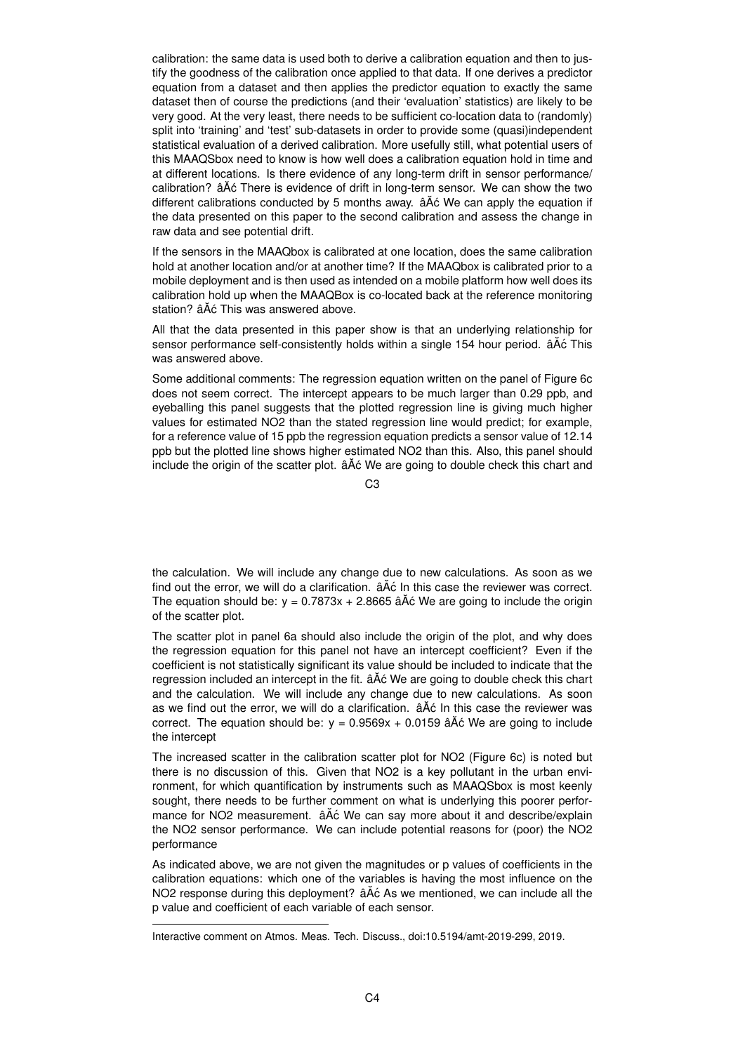calibration: the same data is used both to derive a calibration equation and then to justify the goodness of the calibration once applied to that data. If one derives a predictor equation from a dataset and then applies the predictor equation to exactly the same dataset then of course the predictions (and their 'evaluation' statistics) are likely to be very good. At the very least, there needs to be sufficient co-location data to (randomly) split into 'training' and 'test' sub-datasets in order to provide some (quasi)independent statistical evaluation of a derived calibration. More usefully still, what potential users of this MAAQSbox need to know is how well does a calibration equation hold in time and at different locations. Is there evidence of any long-term drift in sensor performance/ calibration? âĂć There is evidence of drift in long-term sensor. We can show the two different calibrations conducted by 5 months away. âĂć We can apply the equation if the data presented on this paper to the second calibration and assess the change in raw data and see potential drift.

If the sensors in the MAAQbox is calibrated at one location, does the same calibration hold at another location and/or at another time? If the MAAQbox is calibrated prior to a mobile deployment and is then used as intended on a mobile platform how well does its calibration hold up when the MAAQBox is co-located back at the reference monitoring station? âĂć This was answered above.

All that the data presented in this paper show is that an underlying relationship for sensor performance self-consistently holds within a single 154 hour period. âĂć This was answered above.

Some additional comments: The regression equation written on the panel of Figure 6c does not seem correct. The intercept appears to be much larger than 0.29 ppb, and eyeballing this panel suggests that the plotted regression line is giving much higher values for estimated NO2 than the stated regression line would predict; for example, for a reference value of 15 ppb the regression equation predicts a sensor value of 12.14 ppb but the plotted line shows higher estimated NO2 than this. Also, this panel should include the origin of the scatter plot. âĂć We are going to double check this chart and the calculation. We will include any change due to new calculations. As soon as we find out the error, we will do a clarification. âĂć In this case the reviewer was correct. The equation should be: $y = 0.7873x + 2.8665$ âĂć We are going to include the origin of the scatter plot.

The scatter plot in panel 6a should also include the origin of the plot, and why does the regression equation for this panel not have an intercept coefficient? Even if the coefficient is not statistically significant its value should be included to indicate that the regression included an intercept in the fit. âĂć We are going to double check this chart and the calculation. We will include any change due to new calculations. As soon as we find out the error, we will do a clarification. âĂć In this case the reviewer was correct. The equation should be: $y = 0.9569x + 0.0159$ âĂć We are going to include the intercept

The increased scatter in the calibration scatter plot for NO2 (Figure 6c) is noted but there is no discussion of this. Given that NO2 is a key pollutant in the urban environment, for which quantification by instruments such as MAAQSbox is most keenly sought, there needs to be further comment on what is underlying this poorer performance for NO2 measurement. âĂć We can say more about it and describe/explain the NO2 sensor performance. We can include potential reasons for (poor) the NO2 performance

As indicated above, we are not given the magnitudes or p values of coefficients in the calibration equations: which one of the variables is having the most influence on the NO2 response during this deployment? âĂć As we mentioned, we can include all the p value and coefficient of each variable of each sensor.

---

Interactive comment on Atmos. Meas. Tech. Discuss., doi:10.5194/amt-2019-299, 2019.